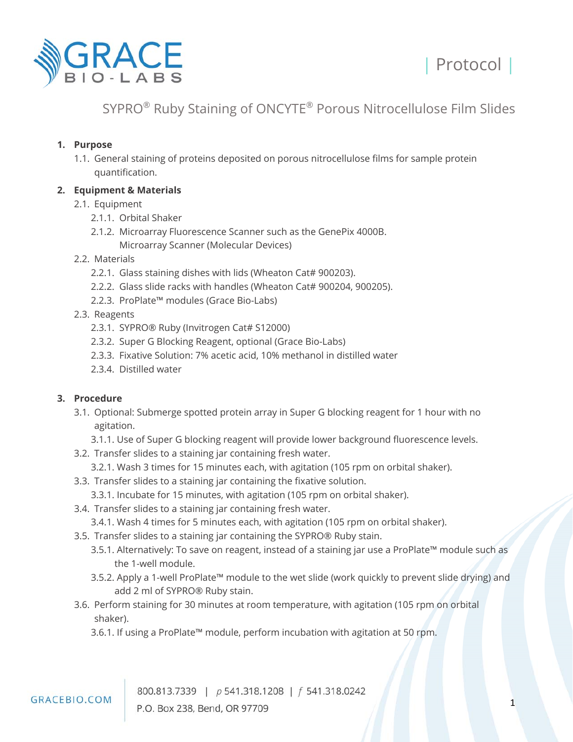GRACE BIO-LABS

| Protocol |

# SYPRO® Ruby Staining of ONCYTE® Porous Nitrocellulose Film Slides

## 1. Purpose

1.1. General staining of proteins deposited on porous nitrocellulose films for sample protein quantification.

## 2. Equipment & Materials

2.1. Equipment

- 2.1.1. Orbital Shaker
- 2.1.2. Microarray Fluorescence Scanner such as the GenePix 4000B. Microarray Scanner (Molecular Devices)

2.2. Materials

- 2.2.1. Glass staining dishes with lids (Wheaton Cat# 900203).
- 2.2.2. Glass slide racks with handles (Wheaton Cat# 900204, 900205).
- 2.2.3. ProPlate™ modules (Grace Bio-Labs)

2.3. Reagents

- 2.3.1. SYPRO® Ruby (Invitrogen Cat# S12000)
- 2.3.2. Super G Blocking Reagent, optional (Grace Bio-Labs)
- 2.3.3. Fixative Solution: 7% acetic acid, 10% methanol in distilled water
- 2.3.4. Distilled water

## 3. Procedure

3.1. Optional: Submerge spotted protein array in Super G blocking reagent for 1 hour with no agitation.

- 3.1.1. Use of Super G blocking reagent will provide lower background fluorescence levels.

3.2. Transfer slides to a staining jar containing fresh water.

- 3.2.1. Wash 3 times for 15 minutes each, with agitation (105 rpm on orbital shaker).

3.3. Transfer slides to a staining jar containing the fixative solution.

- 3.3.1. Incubate for 15 minutes, with agitation (105 rpm on orbital shaker).

3.4. Transfer slides to a staining jar containing fresh water.

- 3.4.1. Wash 4 times for 5 minutes each, with agitation (105 rpm on orbital shaker).

3.5. Transfer slides to a staining jar containing the SYPRO® Ruby stain.

- 3.5.1. Alternatively: To save on reagent, instead of a staining jar use a ProPlate™ module such as the 1-well module.
- 3.5.2. Apply a 1-well ProPlate™ module to the wet slide (work quickly to prevent slide drying) and add 2 ml of SYPRO® Ruby stain.

3.6. Perform staining for 30 minutes at room temperature, with agitation (105 rpm on orbital shaker).

- 3.6.1. If using a ProPlate™ module, perform incubation with agitation at 50 rpm.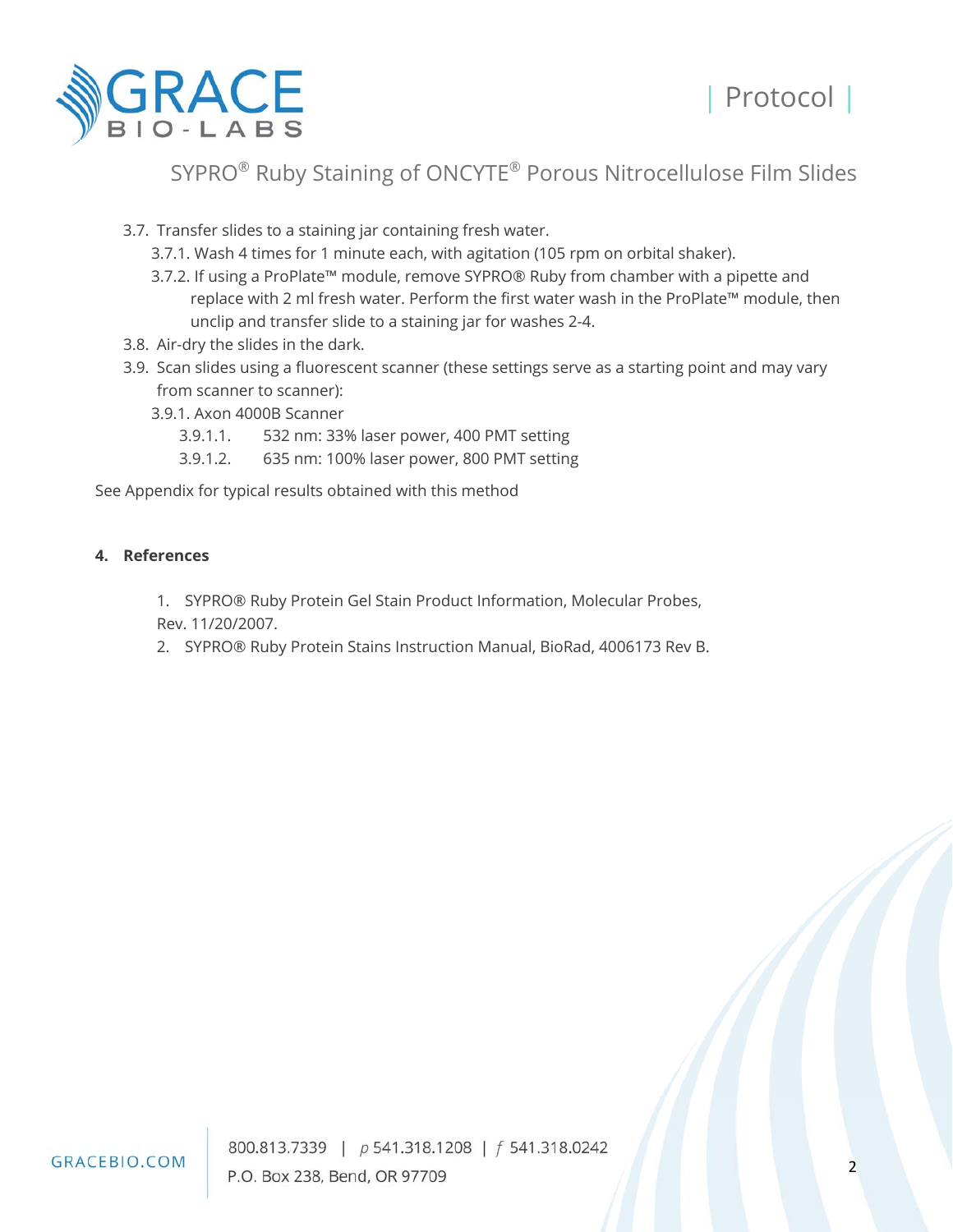3.7. Transfer slides to a staining jar containing fresh water.
   - 3.7.1. Wash 4 times for 1 minute each, with agitation (105 rpm on orbital shaker).
   - 3.7.2. If using a ProPlate™ module, remove SYPRO® Ruby from chamber with a pipette and replace with 2 ml fresh water. Perform the first water wash in the ProPlate™ module, then unclip and transfer slide to a staining jar for washes 2-4.

3.8. Air-dry the slides in the dark.

3.9. Scan slides using a fluorescent scanner (these settings serve as a starting point and may vary from scanner to scanner):
   - 3.9.1. Axon 4000B Scanner
     - 3.9.1.1. 532 nm: 33% laser power, 400 PMT setting
     - 3.9.1.2. 635 nm: 100% laser power, 800 PMT setting

See Appendix for typical results obtained with this method

## 4. References

1. SYPRO® Ruby Protein Gel Stain Product Information, Molecular Probes, Rev. 11/20/2007.
2. SYPRO® Ruby Protein Stains Instruction Manual, BioRad, 4006173 Rev B.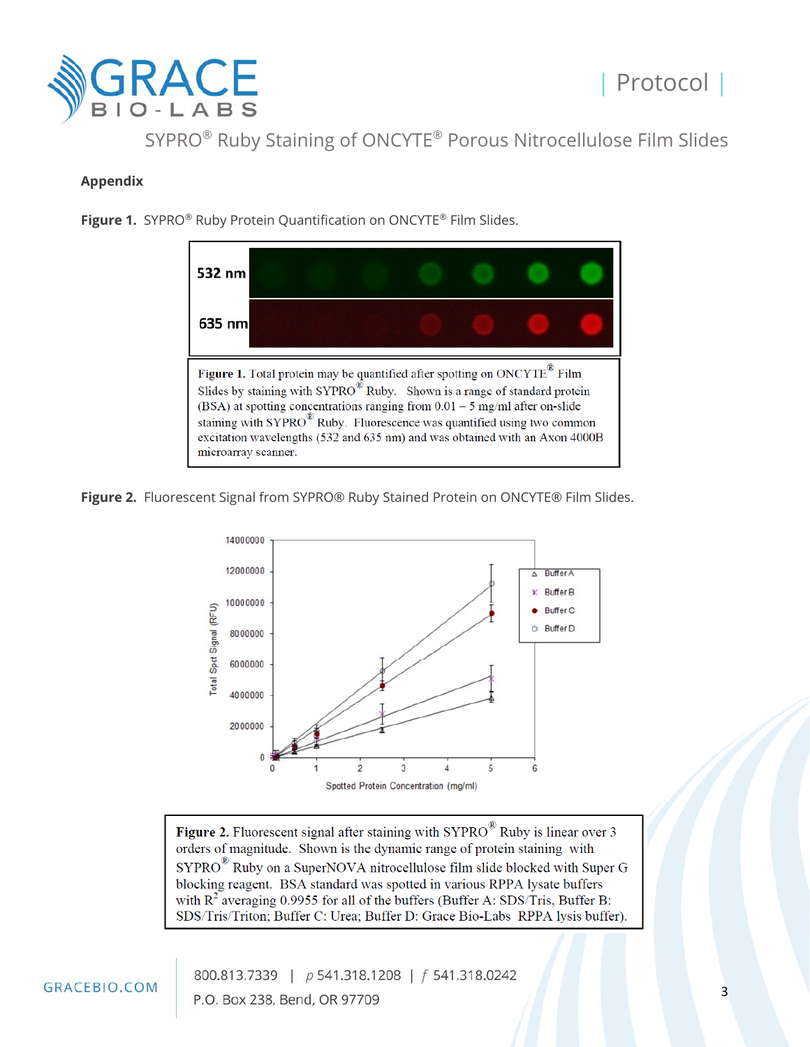SYPRO® Ruby Staining of ONCYTE® Porous Nitrocellulose Film Slides

## Appendix

**Figure 1.** SYPRO® Ruby Protein Quantification on ONCYTE® Film Slides.

532 nm

635 nm

**Figure 1.** Total protein may be quantified after spotting on ONCYTE® Film Slides by staining with SYPRO® Ruby. Shown is a range of standard protein (BSA) at spotting concentrations ranging from 0.01 – 5 mg/ml after on-slide staining with SYPRO® Ruby. Fluorescence was quantified using two common excitation wavelengths (532 and 635 nm) and was obtained with an Axon 4000B microarray scanner.

**Figure 2.** Fluorescent Signal from SYPRO® Ruby Stained Protein on ONCYTE® Film Slides.

Total Spot Signal (RFU)

14000000
12000000
10000000
8000000
6000000
4000000
2000000
0

0 1 2 3 4 5 6

Spotted Protein Concentration (mg/ml)

Buffer A
Buffer B
Buffer C
Buffer D

**Figure 2.** Fluorescent signal after staining with SYPRO® Ruby is linear over 3 orders of magnitude. Shown is the dynamic range of protein staining with SYPRO® Ruby on a SuperNOVA nitrocellulose film slide blocked with Super G blocking reagent. BSA standard was spotted in various RPPA lysate buffers with $R^2$ averaging 0.9955 for all of the buffers (Buffer A: SDS/Tris, Buffer B: SDS/Tris/Triton; Buffer C: Urea; Buffer D: Grace Bio-Labs RPPA lysis buffer).